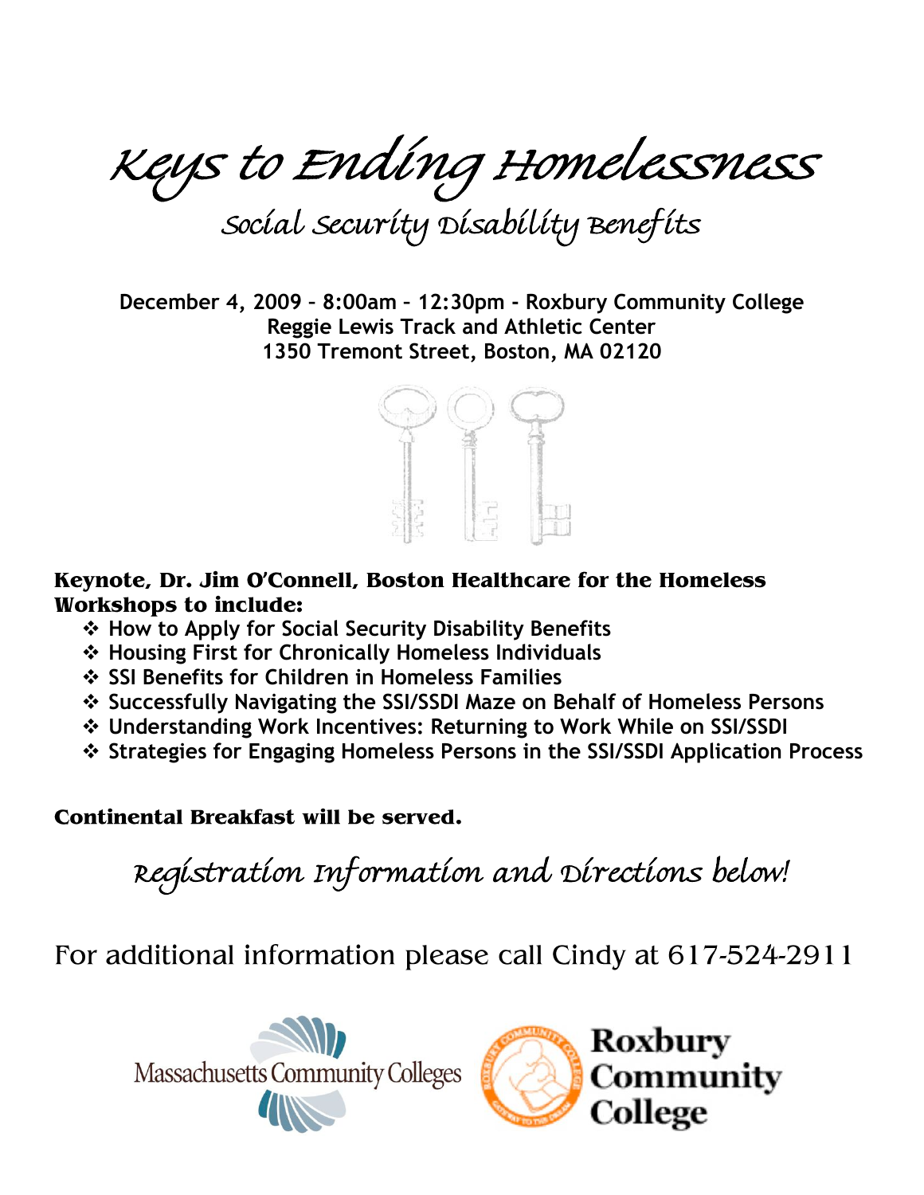# Keys to Ending Homelessness

## Social Security Disability Benefits

**December 4, 2009 – 8:00am – 12:30pm - Roxbury Community College**
**Reggie Lewis Track and Athletic Center**
**1350 Tremont Street, Boston, MA 02120**

**Keynote, Dr. Jim O'Connell, Boston Healthcare for the Homeless**
**Workshops to include:**

- **How to Apply for Social Security Disability Benefits**
- **Housing First for Chronically Homeless Individuals**
- **SSI Benefits for Children in Homeless Families**
- **Successfully Navigating the SSI/SSDI Maze on Behalf of Homeless Persons**
- **Understanding Work Incentives: Returning to Work While on SSI/SSDI**
- **Strategies for Engaging Homeless Persons in the SSI/SSDI Application Process**

**Continental Breakfast will be served.**

*Registration Information and Directions below!*

For additional information please call Cindy at 617-524-2911

Massachusetts Community Colleges

Roxbury Community College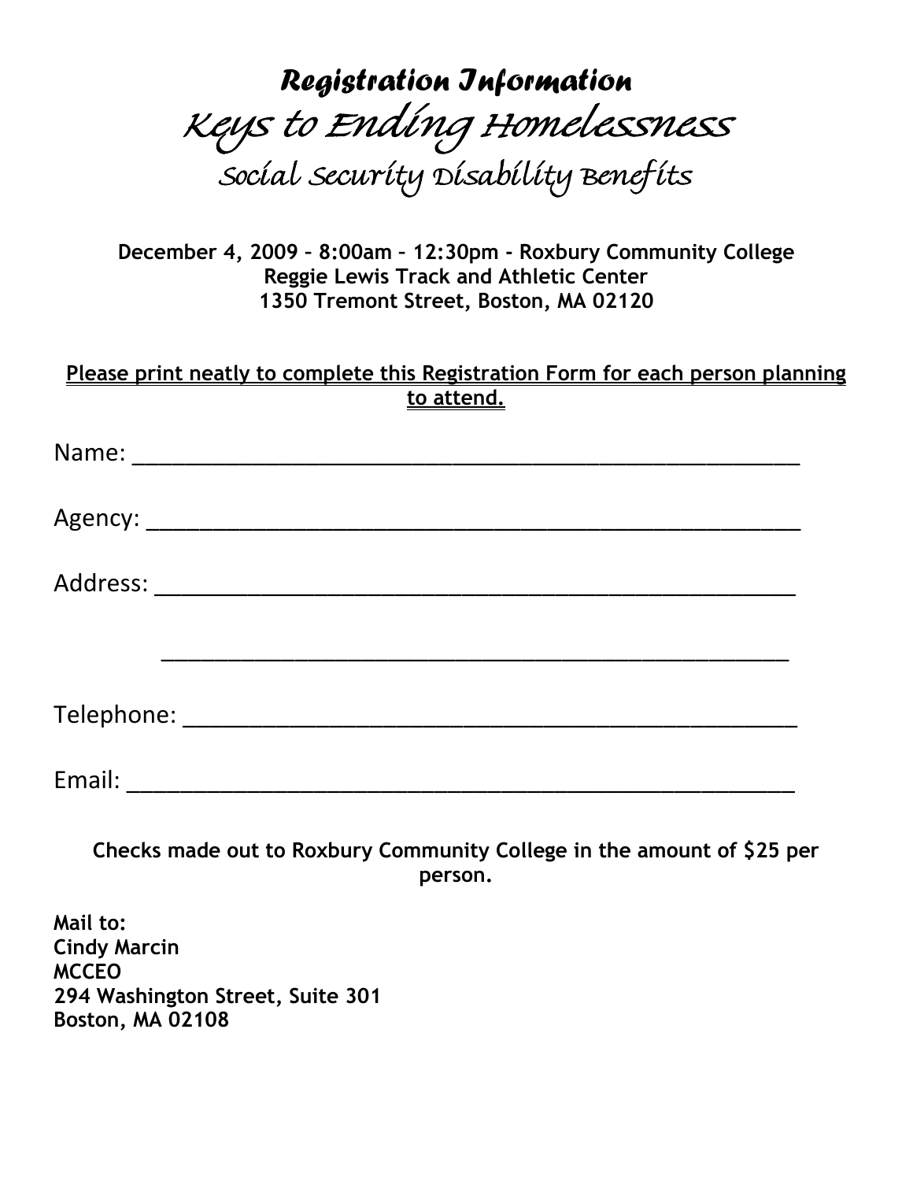# *Registration Information*

## *Keys to Ending Homelessness*

### *Social Security Disability Benefits*

**December 4, 2009 – 8:00am – 12:30pm - Roxbury Community College**
**Reggie Lewis Track and Athletic Center**
**1350 Tremont Street, Boston, MA 02120**

**Please print neatly to complete this Registration Form for each person planning to attend.**

Name: _______________________________________________

Agency: _______________________________________________

Address: _______________________________________________

_______________________________________________

Telephone: _______________________________________________

Email: _______________________________________________

**Checks made out to Roxbury Community College in the amount of $25 per person.**

**Mail to:**
**Cindy Marcin**
**MCCEO**
**294 Washington Street, Suite 301**
**Boston, MA 02108**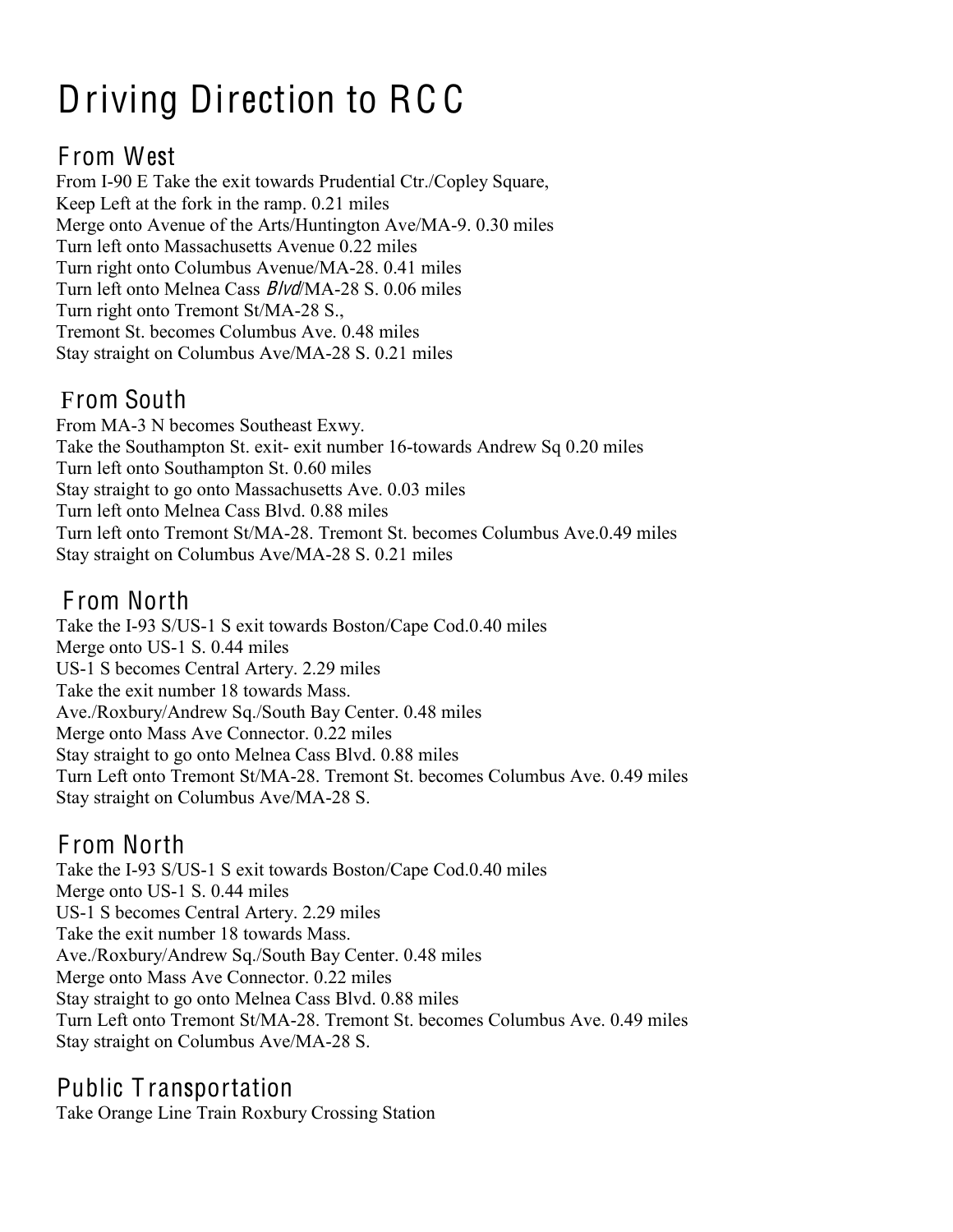# Driving Direction to RCC

## From West

From I-90 E Take the exit towards Prudential Ctr./Copley Square,
Keep Left at the fork in the ramp. 0.21 miles
Merge onto Avenue of the Arts/Huntington Ave/MA-9. 0.30 miles
Turn left onto Massachusetts Avenue 0.22 miles
Turn right onto Columbus Avenue/MA-28. 0.41 miles
Turn left onto Melnea Cass *Blvd*/MA-28 S. 0.06 miles
Turn right onto Tremont St/MA-28 S.,
Tremont St. becomes Columbus Ave. 0.48 miles
Stay straight on Columbus Ave/MA-28 S. 0.21 miles

## From South

From MA-3 N becomes Southeast Exwy.
Take the Southampton St. exit- exit number 16-towards Andrew Sq 0.20 miles
Turn left onto Southampton St. 0.60 miles
Stay straight to go onto Massachusetts Ave. 0.03 miles
Turn left onto Melnea Cass Blvd. 0.88 miles
Turn left onto Tremont St/MA-28. Tremont St. becomes Columbus Ave.0.49 miles
Stay straight on Columbus Ave/MA-28 S. 0.21 miles

## From North

Take the I-93 S/US-1 S exit towards Boston/Cape Cod.0.40 miles
Merge onto US-1 S. 0.44 miles
US-1 S becomes Central Artery. 2.29 miles
Take the exit number 18 towards Mass.
Ave./Roxbury/Andrew Sq./South Bay Center. 0.48 miles
Merge onto Mass Ave Connector. 0.22 miles
Stay straight to go onto Melnea Cass Blvd. 0.88 miles
Turn Left onto Tremont St/MA-28. Tremont St. becomes Columbus Ave. 0.49 miles
Stay straight on Columbus Ave/MA-28 S.

## From North

Take the I-93 S/US-1 S exit towards Boston/Cape Cod.0.40 miles
Merge onto US-1 S. 0.44 miles
US-1 S becomes Central Artery. 2.29 miles
Take the exit number 18 towards Mass.
Ave./Roxbury/Andrew Sq./South Bay Center. 0.48 miles
Merge onto Mass Ave Connector. 0.22 miles
Stay straight to go onto Melnea Cass Blvd. 0.88 miles
Turn Left onto Tremont St/MA-28. Tremont St. becomes Columbus Ave. 0.49 miles
Stay straight on Columbus Ave/MA-28 S.

## Public Transportation

Take Orange Line Train Roxbury Crossing Station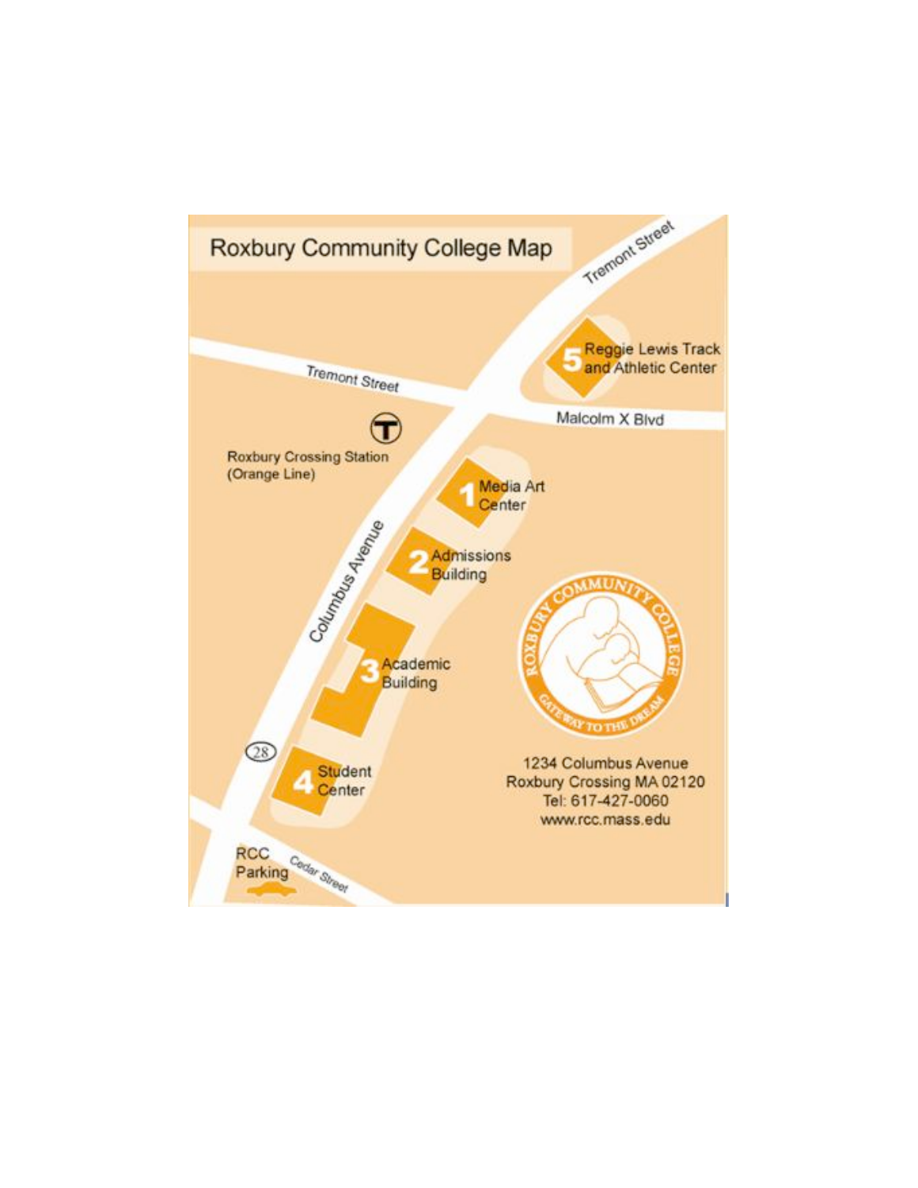# Roxbury Community College Map

Tremont Street

5 Reggie Lewis Track and Athletic Center

Tremont Street

Malcolm X Blvd

Roxbury Crossing Station (Orange Line)

1 Media Art Center

Columbus Avenue

2 Admissions Building

ROXBURY COMMUNITY COLLEGE

GATEWAY TO THE DREAM

3 Academic Building

28

4 Student Center

1234 Columbus Avenue
Roxbury Crossing MA 02120
Tel: 617-427-0060
www.rcc.mass.edu

RCC Parking

Cedar Street